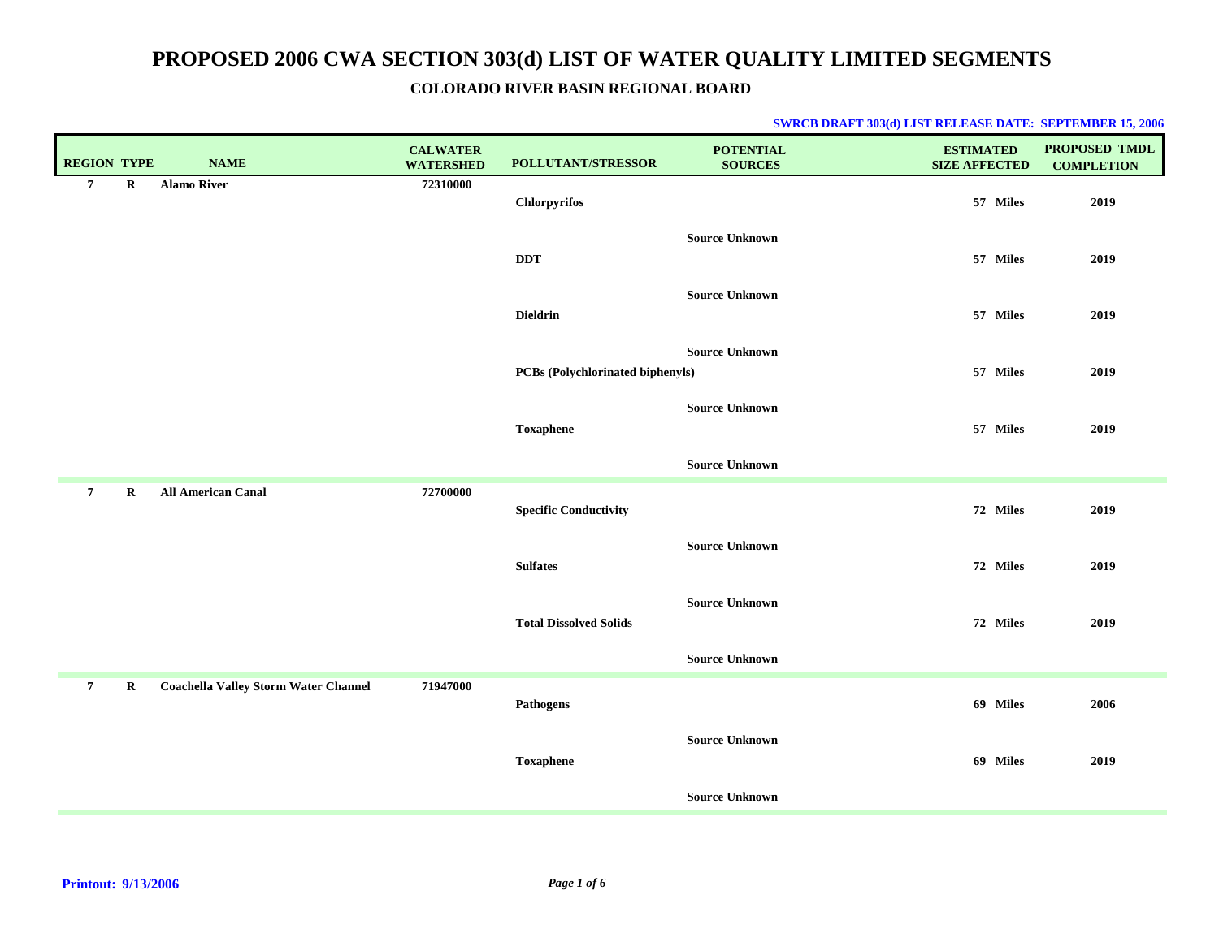# PROPOSED 2006 CWA SECTION 303(d) LIST OF WATER QUALITY LIMITED SEGMENTS

## COLORADO RIVER BASIN REGIONAL BOARD

**SWRCB DRAFT 303(d) LIST RELEASE DATE: SEPTEMBER 15, 2006**

| REGION | TYPE | NAME | CALWATER WATERSHED | POLLUTANT/STRESSOR | POTENTIAL SOURCES | ESTIMATED SIZE AFFECTED | PROPOSED TMDL COMPLETION |
|---|---|---|---|---|---|---|---|
| 7 | R | Alamo River | 72310000 | | | | |
| | | | | Chlorpyrifos | | 57 Miles | 2019 |
| | | | | | Source Unknown | | |
| | | | | DDT | | 57 Miles | 2019 |
| | | | | | Source Unknown | | |
| | | | | Dieldrin | | 57 Miles | 2019 |
| | | | | | Source Unknown | | |
| | | | | PCBs (Polychlorinated biphenyls) | | 57 Miles | 2019 |
| | | | | | Source Unknown | | |
| | | | | Toxaphene | | 57 Miles | 2019 |
| | | | | | Source Unknown | | |
| 7 | R | All American Canal | 72700000 | | | | |
| | | | | Specific Conductivity | | 72 Miles | 2019 |
| | | | | | Source Unknown | | |
| | | | | Sulfates | | 72 Miles | 2019 |
| | | | | | Source Unknown | | |
| | | | | Total Dissolved Solids | | 72 Miles | 2019 |
| | | | | | Source Unknown | | |
| 7 | R | Coachella Valley Storm Water Channel | 71947000 | | | | |
| | | | | Pathogens | | 69 Miles | 2006 |
| | | | | | Source Unknown | | |
| | | | | Toxaphene | | 69 Miles | 2019 |
| | | | | | Source Unknown | | |

**Printout: 9/13/2006**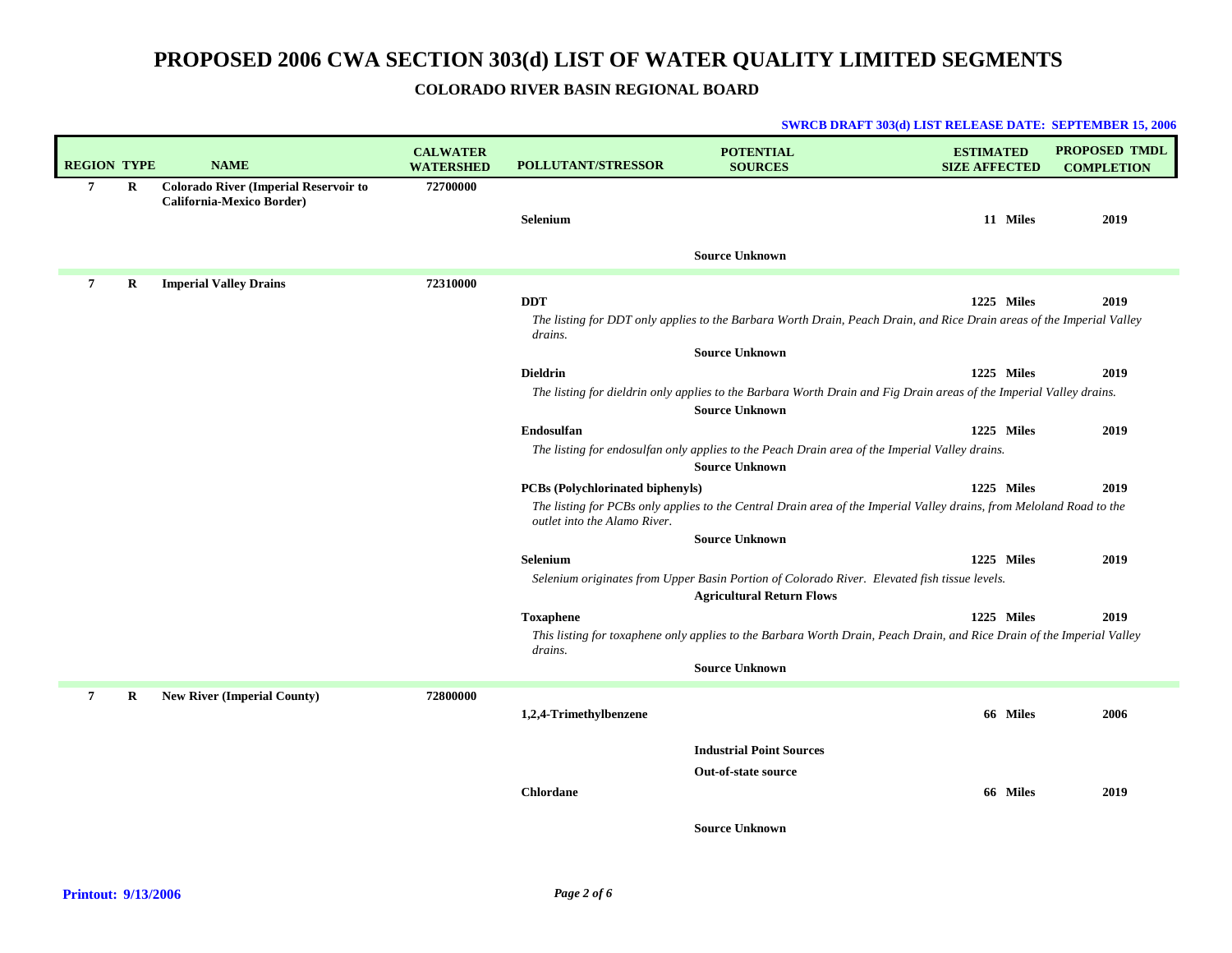# PROPOSED 2006 CWA SECTION 303(d) LIST OF WATER QUALITY LIMITED SEGMENTS

## COLORADO RIVER BASIN REGIONAL BOARD

**SWRCB DRAFT 303(d) LIST RELEASE DATE: SEPTEMBER 15, 2006**

| REGION | TYPE | NAME | CALWATER WATERSHED | POLLUTANT/STRESSOR | POTENTIAL SOURCES | ESTIMATED SIZE AFFECTED | PROPOSED TMDL COMPLETION |
|---|---|---|---|---|---|---|---|
| 7 | R | **Colorado River (Imperial Reservoir to California-Mexico Border)** | 72700000 | | | | |
| | | | | **Selenium** | | 11 Miles | 2019 |
| | | | | | **Source Unknown** | | |
| 7 | R | **Imperial Valley Drains** | 72310000 | | | | |
| | | | | **DDT** | | 1225 Miles | 2019 |
| | | | | *The listing for DDT only applies to the Barbara Worth Drain, Peach Drain, and Rice Drain areas of the Imperial Valley drains.* | | | |
| | | | | | **Source Unknown** | | |
| | | | | **Dieldrin** | | 1225 Miles | 2019 |
| | | | | *The listing for dieldrin only applies to the Barbara Worth Drain and Fig Drain areas of the Imperial Valley drains.* | | | |
| | | | | | **Source Unknown** | | |
| | | | | **Endosulfan** | | 1225 Miles | 2019 |
| | | | | *The listing for endosulfan only applies to the Peach Drain area of the Imperial Valley drains.* | | | |
| | | | | | **Source Unknown** | | |
| | | | | **PCBs (Polychlorinated biphenyls)** | | 1225 Miles | 2019 |
| | | | | *The listing for PCBs only applies to the Central Drain area of the Imperial Valley drains, from Meloland Road to the outlet into the Alamo River.* | | | |
| | | | | | **Source Unknown** | | |
| | | | | **Selenium** | | 1225 Miles | 2019 |
| | | | | *Selenium originates from Upper Basin Portion of Colorado River. Elevated fish tissue levels.* | | | |
| | | | | | **Agricultural Return Flows** | | |
| | | | | **Toxaphene** | | 1225 Miles | 2019 |
| | | | | *This listing for toxaphene only applies to the Barbara Worth Drain, Peach Drain, and Rice Drain of the Imperial Valley drains.* | | | |
| | | | | | **Source Unknown** | | |
| 7 | R | **New River (Imperial County)** | 72800000 | | | | |
| | | | | **1,2,4-Trimethylbenzene** | | 66 Miles | 2006 |
| | | | | | **Industrial Point Sources** | | |
| | | | | | **Out-of-state source** | | |
| | | | | **Chlordane** | | 66 Miles | 2019 |
| | | | | | **Source Unknown** | | |

**Printout: 9/13/2006**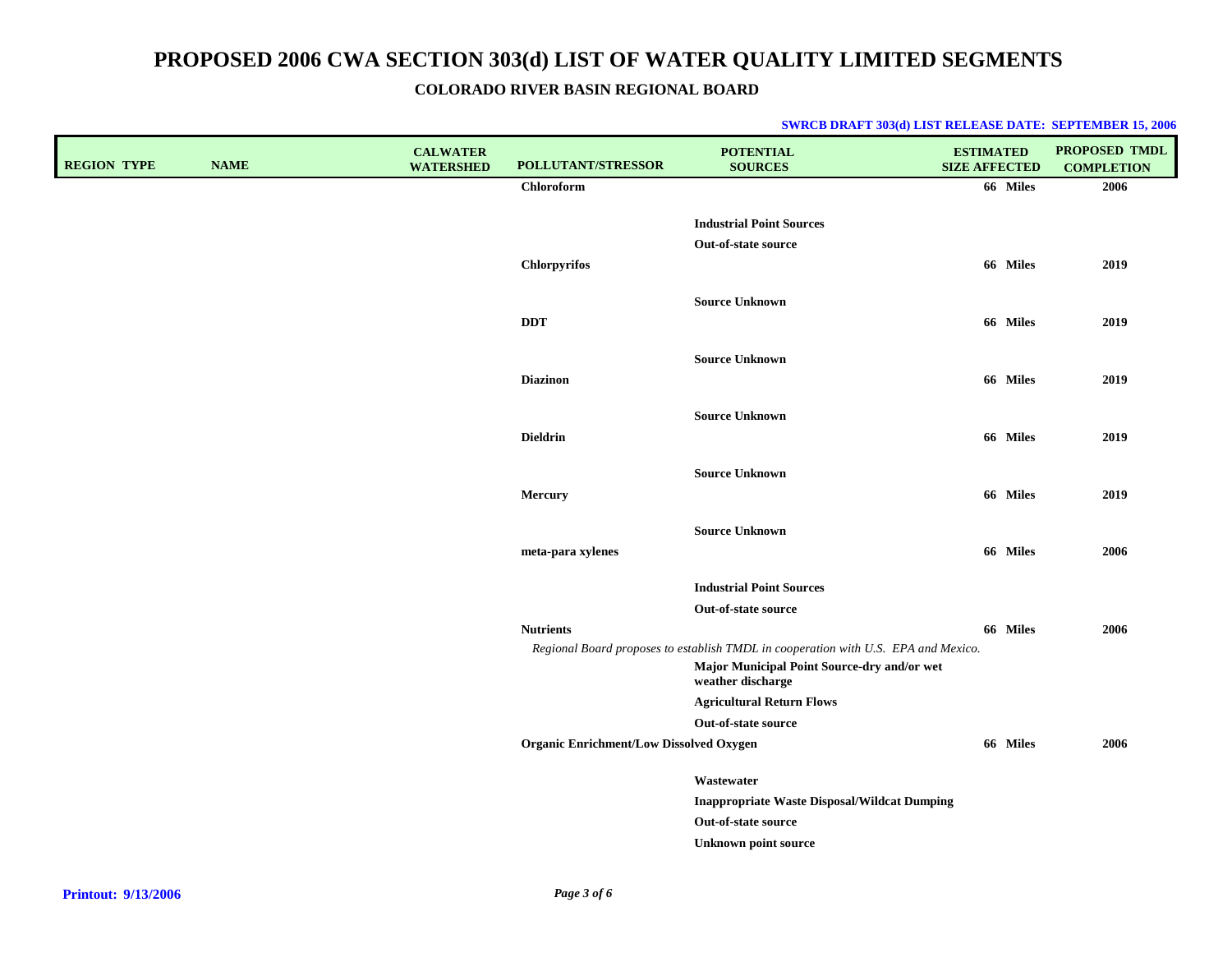# PROPOSED 2006 CWA SECTION 303(d) LIST OF WATER QUALITY LIMITED SEGMENTS

## COLORADO RIVER BASIN REGIONAL BOARD

**SWRCB DRAFT 303(d) LIST RELEASE DATE: SEPTEMBER 15, 2006**

| REGION | TYPE | NAME | CALWATER WATERSHED | POLLUTANT/STRESSOR | POTENTIAL SOURCES | ESTIMATED SIZE AFFECTED | PROPOSED TMDL COMPLETION |
|---|---|---|---|---|---|---|---|
| | | | | **Chloroform** | | **66 Miles** | **2006** |
| | | | | | **Industrial Point Sources** | | |
| | | | | | **Out-of-state source** | | |
| | | | | **Chlorpyrifos** | | **66 Miles** | **2019** |
| | | | | | **Source Unknown** | | |
| | | | | **DDT** | | **66 Miles** | **2019** |
| | | | | | **Source Unknown** | | |
| | | | | **Diazinon** | | **66 Miles** | **2019** |
| | | | | | **Source Unknown** | | |
| | | | | **Dieldrin** | | **66 Miles** | **2019** |
| | | | | | **Source Unknown** | | |
| | | | | **Mercury** | | **66 Miles** | **2019** |
| | | | | | **Source Unknown** | | |
| | | | | **meta-para xylenes** | | **66 Miles** | **2006** |
| | | | | | **Industrial Point Sources** | | |
| | | | | | **Out-of-state source** | | |
| | | | | **Nutrients** | | **66 Miles** | **2006** |
| | | | | *Regional Board proposes to establish TMDL in cooperation with U.S. EPA and Mexico.* | | | |
| | | | | | **Major Municipal Point Source-dry and/or wet weather discharge** | | |
| | | | | | **Agricultural Return Flows** | | |
| | | | | | **Out-of-state source** | | |
| | | | | **Organic Enrichment/Low Dissolved Oxygen** | | **66 Miles** | **2006** |
| | | | | | **Wastewater** | | |
| | | | | | **Inappropriate Waste Disposal/Wildcat Dumping** | | |
| | | | | | **Out-of-state source** | | |
| | | | | | **Unknown point source** | | |

**Printout: 9/13/2006**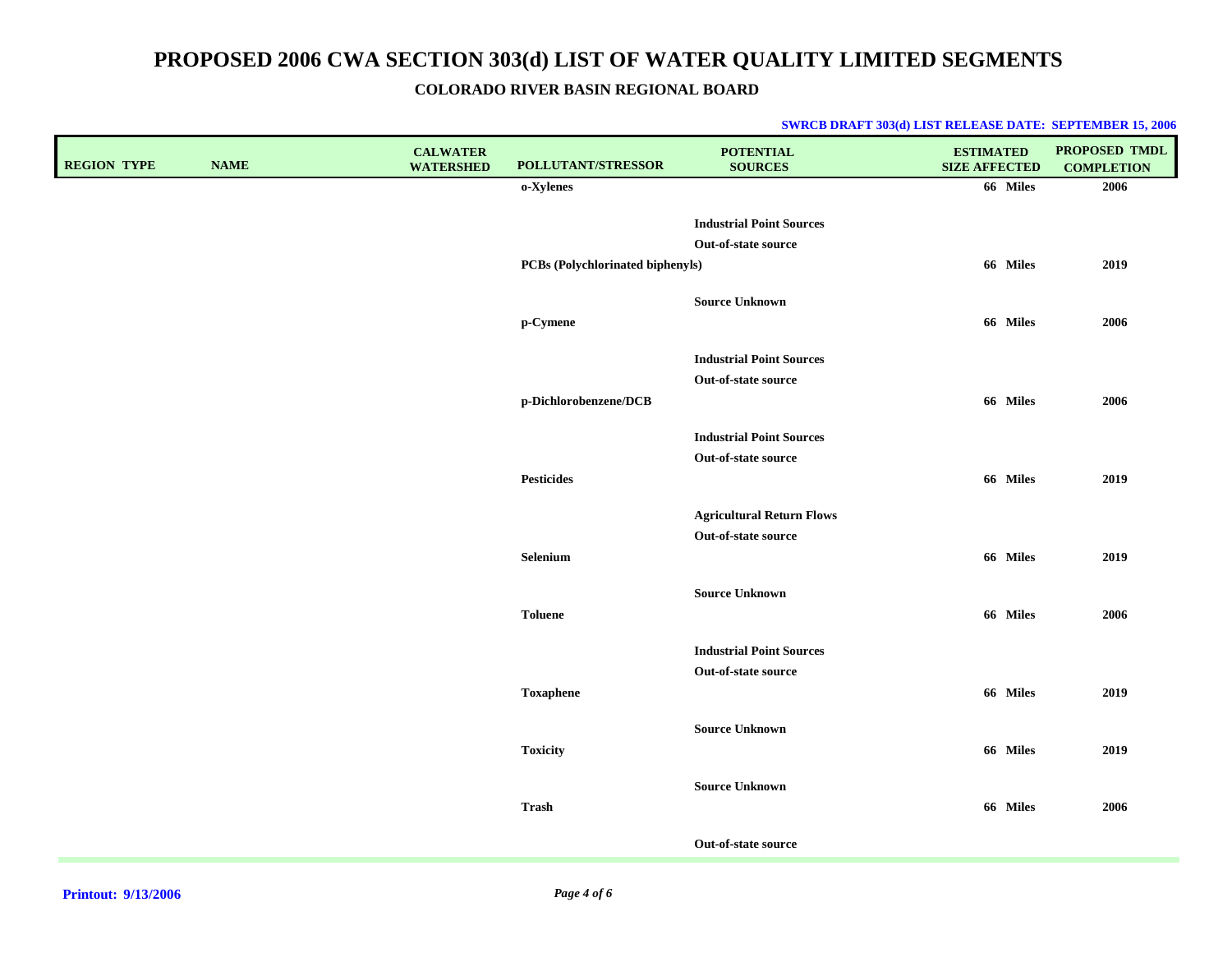# PROPOSED 2006 CWA SECTION 303(d) LIST OF WATER QUALITY LIMITED SEGMENTS

## COLORADO RIVER BASIN REGIONAL BOARD

**SWRCB DRAFT 303(d) LIST RELEASE DATE: SEPTEMBER 15, 2006**

| REGION | TYPE | NAME | CALWATER WATERSHED | POLLUTANT/STRESSOR | POTENTIAL SOURCES | ESTIMATED SIZE AFFECTED | PROPOSED TMDL COMPLETION |
|---|---|---|---|---|---|---|---|
| | | | | o-Xylenes | | 66 Miles | 2006 |
| | | | | | Industrial Point Sources | | |
| | | | | | Out-of-state source | | |
| | | | | PCBs (Polychlorinated biphenyls) | | 66 Miles | 2019 |
| | | | | | Source Unknown | | |
| | | | | p-Cymene | | 66 Miles | 2006 |
| | | | | | Industrial Point Sources | | |
| | | | | | Out-of-state source | | |
| | | | | p-Dichlorobenzene/DCB | | 66 Miles | 2006 |
| | | | | | Industrial Point Sources | | |
| | | | | | Out-of-state source | | |
| | | | | Pesticides | | 66 Miles | 2019 |
| | | | | | Agricultural Return Flows | | |
| | | | | | Out-of-state source | | |
| | | | | Selenium | | 66 Miles | 2019 |
| | | | | | Source Unknown | | |
| | | | | Toluene | | 66 Miles | 2006 |
| | | | | | Industrial Point Sources | | |
| | | | | | Out-of-state source | | |
| | | | | Toxaphene | | 66 Miles | 2019 |
| | | | | | Source Unknown | | |
| | | | | Toxicity | | 66 Miles | 2019 |
| | | | | | Source Unknown | | |
| | | | | Trash | | 66 Miles | 2006 |
| | | | | | Out-of-state source | | |

**Printout: 9/13/2006**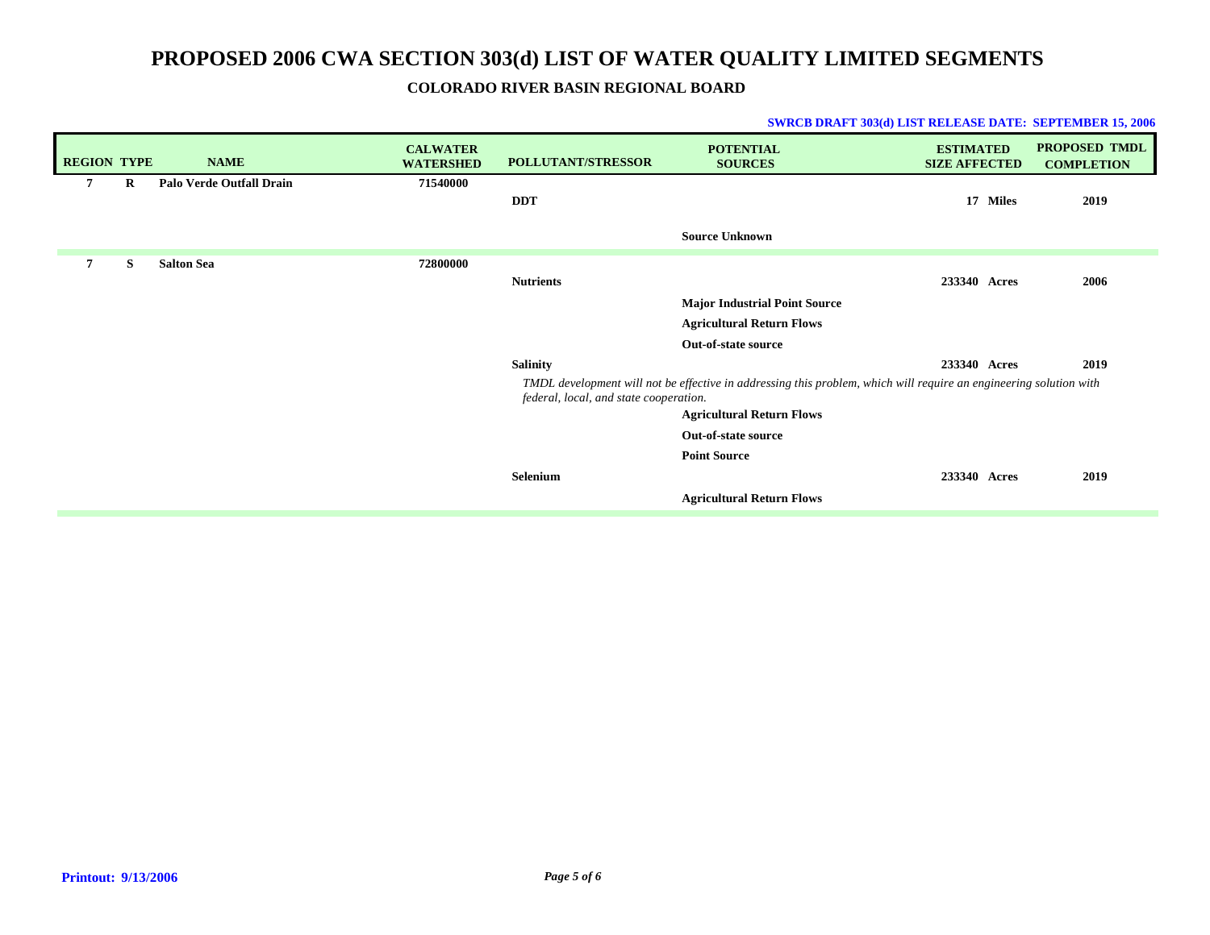# PROPOSED 2006 CWA SECTION 303(d) LIST OF WATER QUALITY LIMITED SEGMENTS

## COLORADO RIVER BASIN REGIONAL BOARD

**SWRCB DRAFT 303(d) LIST RELEASE DATE: SEPTEMBER 15, 2006**

| REGION | TYPE | NAME | CALWATER WATERSHED | POLLUTANT/STRESSOR | POTENTIAL SOURCES | ESTIMATED SIZE AFFECTED | PROPOSED TMDL COMPLETION |
|---|---|---|---|---|---|---|---|
| 7 | R | Palo Verde Outfall Drain | 71540000 | | | | |
| | | | | DDT | | 17 Miles | 2019 |
| | | | | | Source Unknown | | |
| 7 | S | Salton Sea | 72800000 | | | | |
| | | | | Nutrients | | 233340 Acres | 2006 |
| | | | | | Major Industrial Point Source | | |
| | | | | | Agricultural Return Flows | | |
| | | | | | Out-of-state source | | |
| | | | | Salinity | | 233340 Acres | 2019 |
| | | | | *TMDL development will not be effective in addressing this problem, which will require an engineering solution with federal, local, and state cooperation.* | | | |
| | | | | | Agricultural Return Flows | | |
| | | | | | Out-of-state source | | |
| | | | | | Point Source | | |
| | | | | Selenium | | 233340 Acres | 2019 |
| | | | | | Agricultural Return Flows | | |

**Printout: 9/13/2006**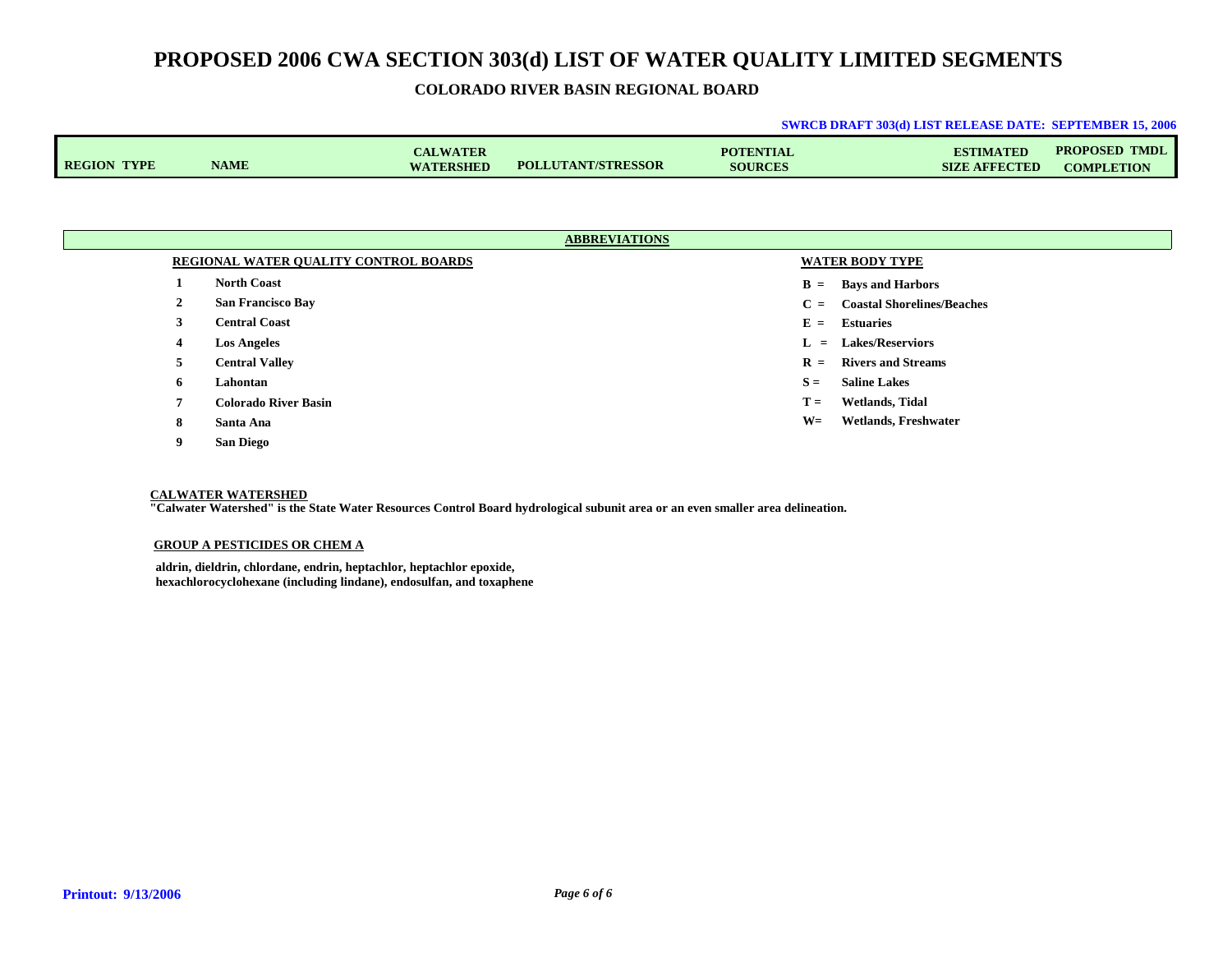# PROPOSED 2006 CWA SECTION 303(d) LIST OF WATER QUALITY LIMITED SEGMENTS

## COLORADO RIVER BASIN REGIONAL BOARD

**SWRCB DRAFT 303(d) LIST RELEASE DATE: SEPTEMBER 15, 2006**

| REGION | TYPE | NAME | CALWATER WATERSHED | POLLUTANT/STRESSOR | POTENTIAL SOURCES | ESTIMATED SIZE AFFECTED | PROPOSED TMDL COMPLETION |
|---|---|---|---|---|---|---|---|

### ABBREVIATIONS

**REGIONAL WATER QUALITY CONTROL BOARDS**

| | |
|---|---|
| 1 | North Coast |
| 2 | San Francisco Bay |
| 3 | Central Coast |
| 4 | Los Angeles |
| 5 | Central Valley |
| 6 | Lahontan |
| 7 | Colorado River Basin |
| 8 | Santa Ana |
| 9 | San Diego |

**WATER BODY TYPE**

| | |
|---|---|
| B = | Bays and Harbors |
| C = | Coastal Shorelines/Beaches |
| E = | Estuaries |
| L = | Lakes/Reserviors |
| R = | Rivers and Streams |
| S = | Saline Lakes |
| T = | Wetlands, Tidal |
| W= | Wetlands, Freshwater |

**CALWATER WATERSHED**

"Calwater Watershed" is the State Water Resources Control Board hydrological subunit area or an even smaller area delineation.

**GROUP A PESTICIDES OR CHEM A**

aldrin, dieldrin, chlordane, endrin, heptachlor, heptachlor epoxide, hexachlorocyclohexane (including lindane), endosulfan, and toxaphene

**Printout: 9/13/2006**